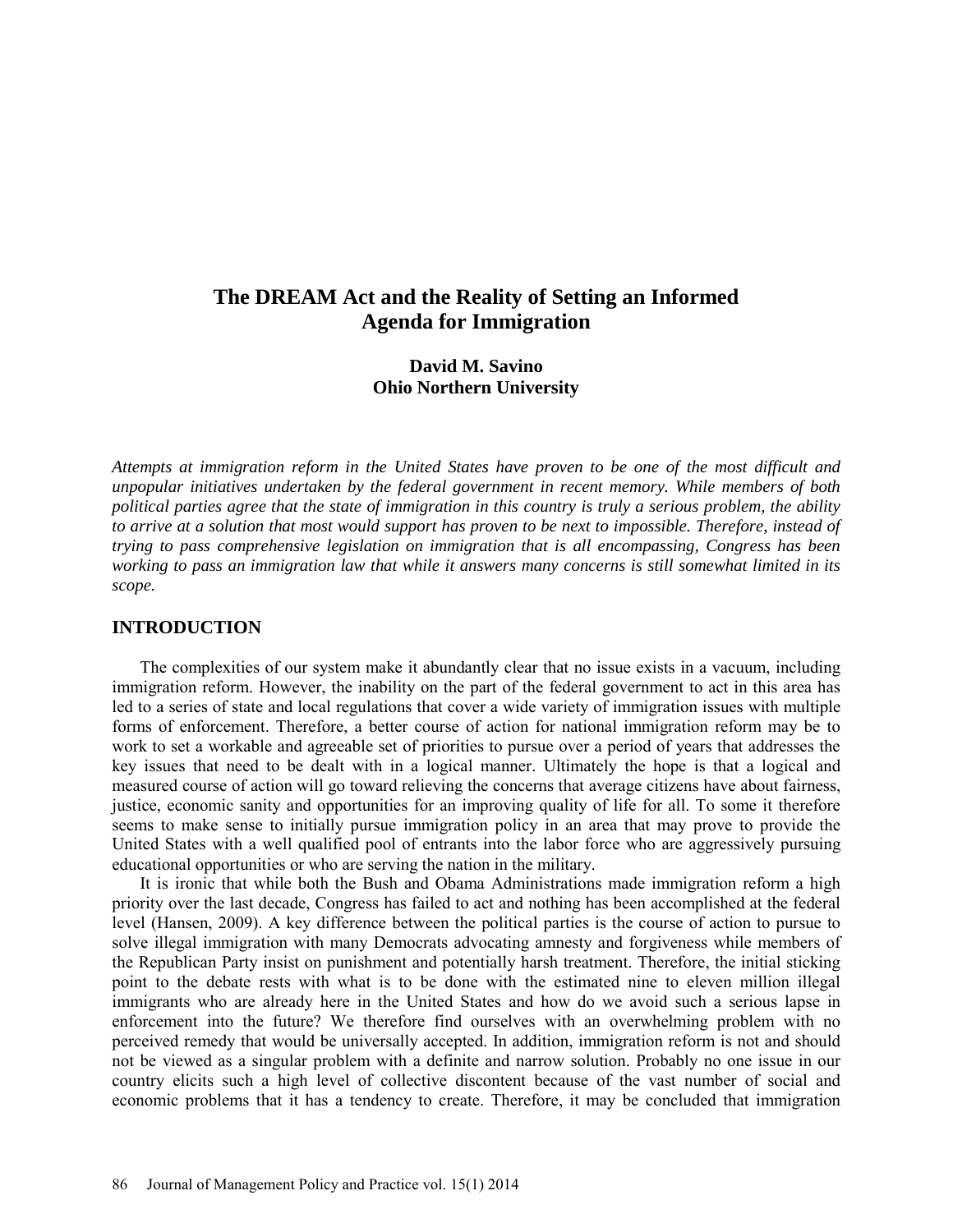# The DREAM Act and the Reality of Setting an Informed Agenda for Immigration

**David M. Savino**
**Ohio Northern University**

*Attempts at immigration reform in the United States have proven to be one of the most difficult and unpopular initiatives undertaken by the federal government in recent memory. While members of both political parties agree that the state of immigration in this country is truly a serious problem, the ability to arrive at a solution that most would support has proven to be next to impossible. Therefore, instead of trying to pass comprehensive legislation on immigration that is all encompassing, Congress has been working to pass an immigration law that while it answers many concerns is still somewhat limited in its scope.*

## INTRODUCTION

The complexities of our system make it abundantly clear that no issue exists in a vacuum, including immigration reform. However, the inability on the part of the federal government to act in this area has led to a series of state and local regulations that cover a wide variety of immigration issues with multiple forms of enforcement. Therefore, a better course of action for national immigration reform may be to work to set a workable and agreeable set of priorities to pursue over a period of years that addresses the key issues that need to be dealt with in a logical manner. Ultimately the hope is that a logical and measured course of action will go toward relieving the concerns that average citizens have about fairness, justice, economic sanity and opportunities for an improving quality of life for all. To some it therefore seems to make sense to initially pursue immigration policy in an area that may prove to provide the United States with a well qualified pool of entrants into the labor force who are aggressively pursuing educational opportunities or who are serving the nation in the military.

It is ironic that while both the Bush and Obama Administrations made immigration reform a high priority over the last decade, Congress has failed to act and nothing has been accomplished at the federal level (Hansen, 2009). A key difference between the political parties is the course of action to pursue to solve illegal immigration with many Democrats advocating amnesty and forgiveness while members of the Republican Party insist on punishment and potentially harsh treatment. Therefore, the initial sticking point to the debate rests with what is to be done with the estimated nine to eleven million illegal immigrants who are already here in the United States and how do we avoid such a serious lapse in enforcement into the future? We therefore find ourselves with an overwhelming problem with no perceived remedy that would be universally accepted. In addition, immigration reform is not and should not be viewed as a singular problem with a definite and narrow solution. Probably no one issue in our country elicits such a high level of collective discontent because of the vast number of social and economic problems that it has a tendency to create. Therefore, it may be concluded that immigration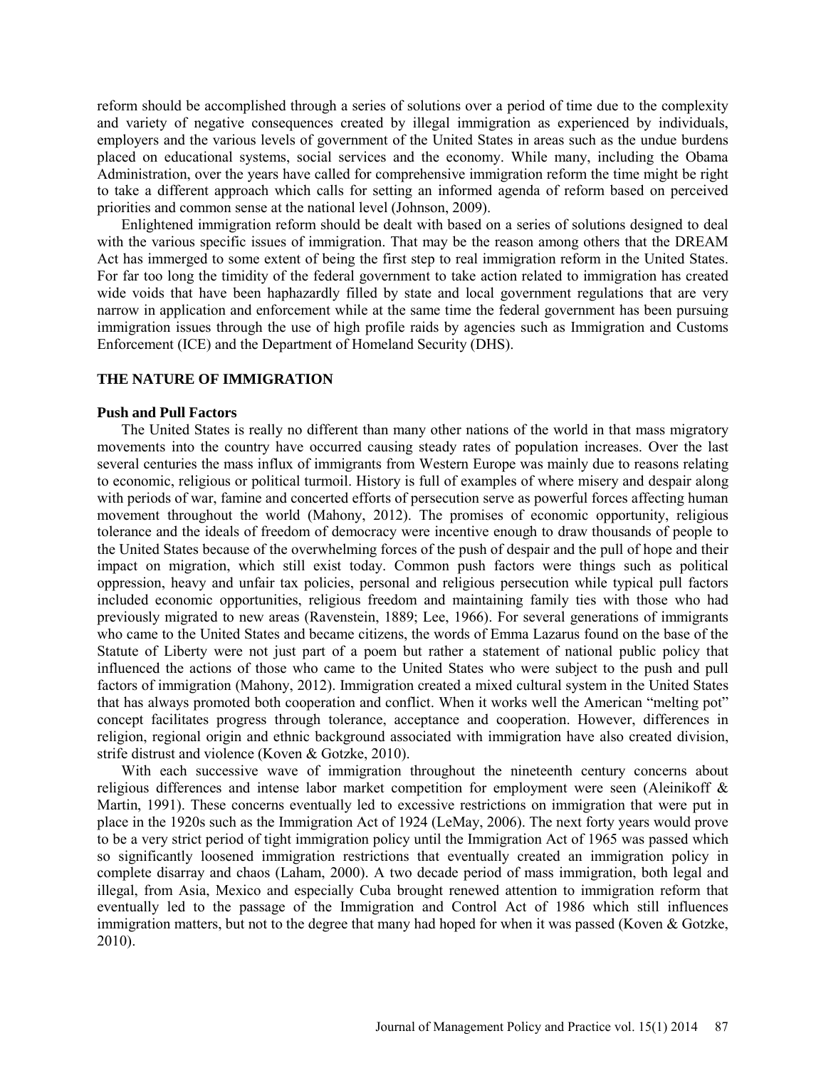reform should be accomplished through a series of solutions over a period of time due to the complexity and variety of negative consequences created by illegal immigration as experienced by individuals, employers and the various levels of government of the United States in areas such as the undue burdens placed on educational systems, social services and the economy. While many, including the Obama Administration, over the years have called for comprehensive immigration reform the time might be right to take a different approach which calls for setting an informed agenda of reform based on perceived priorities and common sense at the national level (Johnson, 2009).

Enlightened immigration reform should be dealt with based on a series of solutions designed to deal with the various specific issues of immigration. That may be the reason among others that the DREAM Act has immerged to some extent of being the first step to real immigration reform in the United States. For far too long the timidity of the federal government to take action related to immigration has created wide voids that have been haphazardly filled by state and local government regulations that are very narrow in application and enforcement while at the same time the federal government has been pursuing immigration issues through the use of high profile raids by agencies such as Immigration and Customs Enforcement (ICE) and the Department of Homeland Security (DHS).

## THE NATURE OF IMMIGRATION

### Push and Pull Factors

The United States is really no different than many other nations of the world in that mass migratory movements into the country have occurred causing steady rates of population increases. Over the last several centuries the mass influx of immigrants from Western Europe was mainly due to reasons relating to economic, religious or political turmoil. History is full of examples of where misery and despair along with periods of war, famine and concerted efforts of persecution serve as powerful forces affecting human movement throughout the world (Mahony, 2012). The promises of economic opportunity, religious tolerance and the ideals of freedom of democracy were incentive enough to draw thousands of people to the United States because of the overwhelming forces of the push of despair and the pull of hope and their impact on migration, which still exist today. Common push factors were things such as political oppression, heavy and unfair tax policies, personal and religious persecution while typical pull factors included economic opportunities, religious freedom and maintaining family ties with those who had previously migrated to new areas (Ravenstein, 1889; Lee, 1966). For several generations of immigrants who came to the United States and became citizens, the words of Emma Lazarus found on the base of the Statute of Liberty were not just part of a poem but rather a statement of national public policy that influenced the actions of those who came to the United States who were subject to the push and pull factors of immigration (Mahony, 2012). Immigration created a mixed cultural system in the United States that has always promoted both cooperation and conflict. When it works well the American "melting pot" concept facilitates progress through tolerance, acceptance and cooperation. However, differences in religion, regional origin and ethnic background associated with immigration have also created division, strife distrust and violence (Koven & Gotzke, 2010).

With each successive wave of immigration throughout the nineteenth century concerns about religious differences and intense labor market competition for employment were seen (Aleinikoff & Martin, 1991). These concerns eventually led to excessive restrictions on immigration that were put in place in the 1920s such as the Immigration Act of 1924 (LeMay, 2006). The next forty years would prove to be a very strict period of tight immigration policy until the Immigration Act of 1965 was passed which so significantly loosened immigration restrictions that eventually created an immigration policy in complete disarray and chaos (Laham, 2000). A two decade period of mass immigration, both legal and illegal, from Asia, Mexico and especially Cuba brought renewed attention to immigration reform that eventually led to the passage of the Immigration and Control Act of 1986 which still influences immigration matters, but not to the degree that many had hoped for when it was passed (Koven & Gotzke, 2010).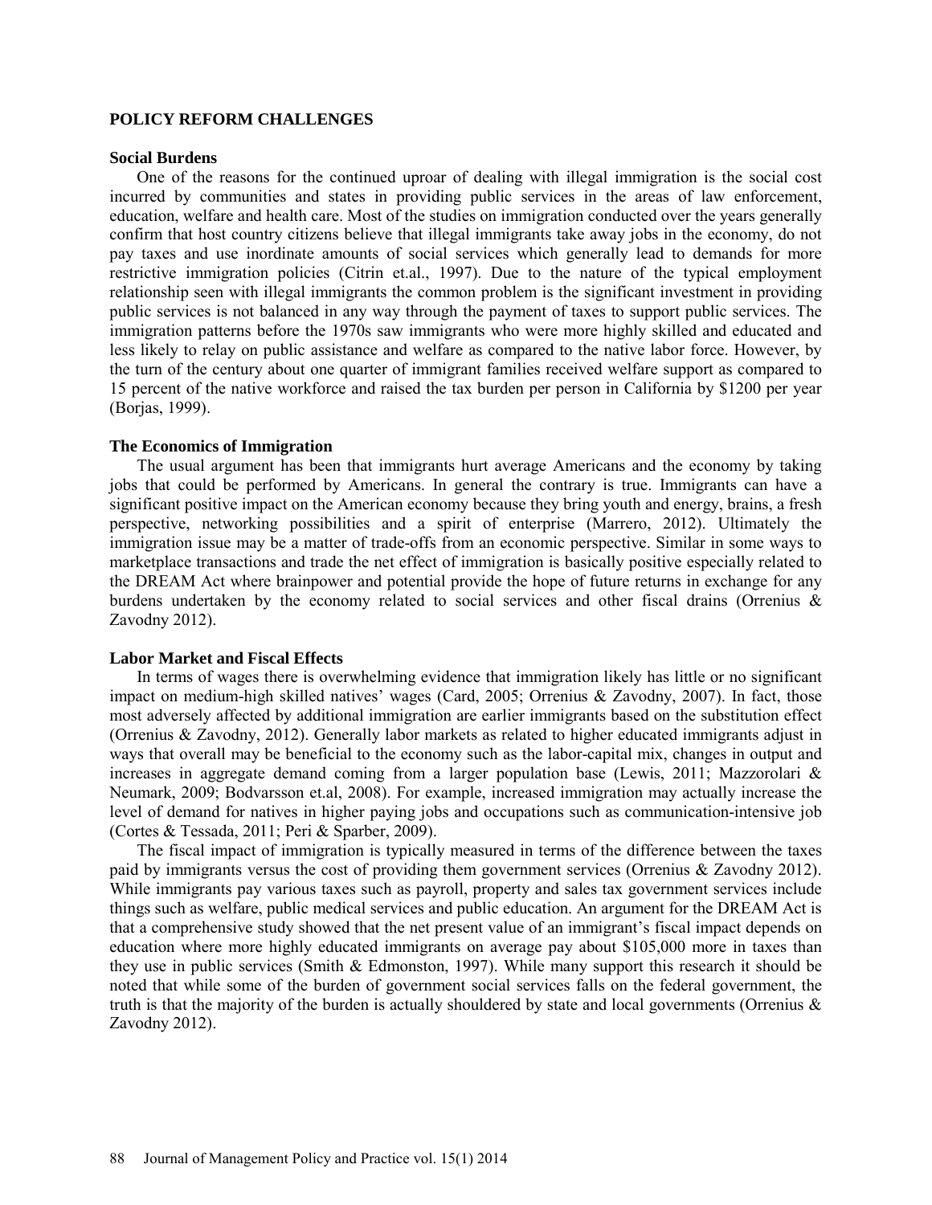## POLICY REFORM CHALLENGES

### Social Burdens

One of the reasons for the continued uproar of dealing with illegal immigration is the social cost incurred by communities and states in providing public services in the areas of law enforcement, education, welfare and health care. Most of the studies on immigration conducted over the years generally confirm that host country citizens believe that illegal immigrants take away jobs in the economy, do not pay taxes and use inordinate amounts of social services which generally lead to demands for more restrictive immigration policies (Citrin et.al., 1997). Due to the nature of the typical employment relationship seen with illegal immigrants the common problem is the significant investment in providing public services is not balanced in any way through the payment of taxes to support public services. The immigration patterns before the 1970s saw immigrants who were more highly skilled and educated and less likely to relay on public assistance and welfare as compared to the native labor force. However, by the turn of the century about one quarter of immigrant families received welfare support as compared to 15 percent of the native workforce and raised the tax burden per person in California by $1200 per year (Borjas, 1999).

### The Economics of Immigration

The usual argument has been that immigrants hurt average Americans and the economy by taking jobs that could be performed by Americans. In general the contrary is true. Immigrants can have a significant positive impact on the American economy because they bring youth and energy, brains, a fresh perspective, networking possibilities and a spirit of enterprise (Marrero, 2012). Ultimately the immigration issue may be a matter of trade-offs from an economic perspective. Similar in some ways to marketplace transactions and trade the net effect of immigration is basically positive especially related to the DREAM Act where brainpower and potential provide the hope of future returns in exchange for any burdens undertaken by the economy related to social services and other fiscal drains (Orrenius & Zavodny 2012).

### Labor Market and Fiscal Effects

In terms of wages there is overwhelming evidence that immigration likely has little or no significant impact on medium-high skilled natives' wages (Card, 2005; Orrenius & Zavodny, 2007). In fact, those most adversely affected by additional immigration are earlier immigrants based on the substitution effect (Orrenius & Zavodny, 2012). Generally labor markets as related to higher educated immigrants adjust in ways that overall may be beneficial to the economy such as the labor-capital mix, changes in output and increases in aggregate demand coming from a larger population base (Lewis, 2011; Mazzorolari & Neumark, 2009; Bodvarsson et.al, 2008). For example, increased immigration may actually increase the level of demand for natives in higher paying jobs and occupations such as communication-intensive job (Cortes & Tessada, 2011; Peri & Sparber, 2009).

The fiscal impact of immigration is typically measured in terms of the difference between the taxes paid by immigrants versus the cost of providing them government services (Orrenius & Zavodny 2012). While immigrants pay various taxes such as payroll, property and sales tax government services include things such as welfare, public medical services and public education. An argument for the DREAM Act is that a comprehensive study showed that the net present value of an immigrant's fiscal impact depends on education where more highly educated immigrants on average pay about $105,000 more in taxes than they use in public services (Smith & Edmonston, 1997). While many support this research it should be noted that while some of the burden of government social services falls on the federal government, the truth is that the majority of the burden is actually shouldered by state and local governments (Orrenius & Zavodny 2012).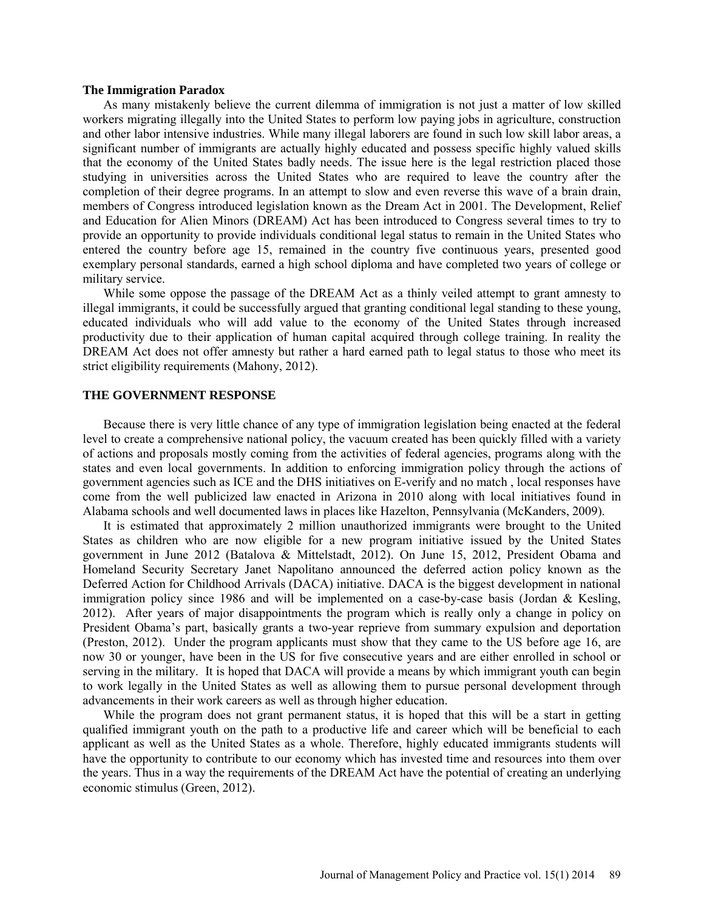### The Immigration Paradox

As many mistakenly believe the current dilemma of immigration is not just a matter of low skilled workers migrating illegally into the United States to perform low paying jobs in agriculture, construction and other labor intensive industries. While many illegal laborers are found in such low skill labor areas, a significant number of immigrants are actually highly educated and possess specific highly valued skills that the economy of the United States badly needs. The issue here is the legal restriction placed those studying in universities across the United States who are required to leave the country after the completion of their degree programs. In an attempt to slow and even reverse this wave of a brain drain, members of Congress introduced legislation known as the Dream Act in 2001. The Development, Relief and Education for Alien Minors (DREAM) Act has been introduced to Congress several times to try to provide an opportunity to provide individuals conditional legal status to remain in the United States who entered the country before age 15, remained in the country five continuous years, presented good exemplary personal standards, earned a high school diploma and have completed two years of college or military service.

While some oppose the passage of the DREAM Act as a thinly veiled attempt to grant amnesty to illegal immigrants, it could be successfully argued that granting conditional legal standing to these young, educated individuals who will add value to the economy of the United States through increased productivity due to their application of human capital acquired through college training. In reality the DREAM Act does not offer amnesty but rather a hard earned path to legal status to those who meet its strict eligibility requirements (Mahony, 2012).

## THE GOVERNMENT RESPONSE

Because there is very little chance of any type of immigration legislation being enacted at the federal level to create a comprehensive national policy, the vacuum created has been quickly filled with a variety of actions and proposals mostly coming from the activities of federal agencies, programs along with the states and even local governments. In addition to enforcing immigration policy through the actions of government agencies such as ICE and the DHS initiatives on E-verify and no match , local responses have come from the well publicized law enacted in Arizona in 2010 along with local initiatives found in Alabama schools and well documented laws in places like Hazelton, Pennsylvania (McKanders, 2009).

It is estimated that approximately 2 million unauthorized immigrants were brought to the United States as children who are now eligible for a new program initiative issued by the United States government in June 2012 (Batalova & Mittelstadt, 2012). On June 15, 2012, President Obama and Homeland Security Secretary Janet Napolitano announced the deferred action policy known as the Deferred Action for Childhood Arrivals (DACA) initiative. DACA is the biggest development in national immigration policy since 1986 and will be implemented on a case-by-case basis (Jordan & Kesling, 2012). After years of major disappointments the program which is really only a change in policy on President Obama's part, basically grants a two-year reprieve from summary expulsion and deportation (Preston, 2012). Under the program applicants must show that they came to the US before age 16, are now 30 or younger, have been in the US for five consecutive years and are either enrolled in school or serving in the military. It is hoped that DACA will provide a means by which immigrant youth can begin to work legally in the United States as well as allowing them to pursue personal development through advancements in their work careers as well as through higher education.

While the program does not grant permanent status, it is hoped that this will be a start in getting qualified immigrant youth on the path to a productive life and career which will be beneficial to each applicant as well as the United States as a whole. Therefore, highly educated immigrants students will have the opportunity to contribute to our economy which has invested time and resources into them over the years. Thus in a way the requirements of the DREAM Act have the potential of creating an underlying economic stimulus (Green, 2012).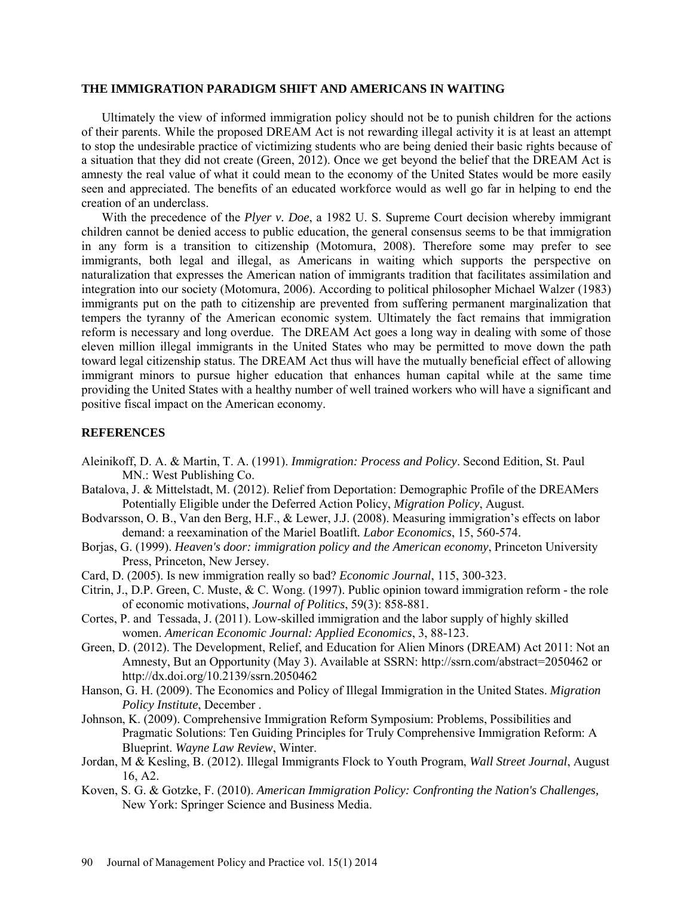## THE IMMIGRATION PARADIGM SHIFT AND AMERICANS IN WAITING

Ultimately the view of informed immigration policy should not be to punish children for the actions of their parents. While the proposed DREAM Act is not rewarding illegal activity it is at least an attempt to stop the undesirable practice of victimizing students who are being denied their basic rights because of a situation that they did not create (Green, 2012). Once we get beyond the belief that the DREAM Act is amnesty the real value of what it could mean to the economy of the United States would be more easily seen and appreciated. The benefits of an educated workforce would as well go far in helping to end the creation of an underclass.

With the precedence of the *Plyer v. Doe*, a 1982 U. S. Supreme Court decision whereby immigrant children cannot be denied access to public education, the general consensus seems to be that immigration in any form is a transition to citizenship (Motomura, 2008). Therefore some may prefer to see immigrants, both legal and illegal, as Americans in waiting which supports the perspective on naturalization that expresses the American nation of immigrants tradition that facilitates assimilation and integration into our society (Motomura, 2006). According to political philosopher Michael Walzer (1983) immigrants put on the path to citizenship are prevented from suffering permanent marginalization that tempers the tyranny of the American economic system. Ultimately the fact remains that immigration reform is necessary and long overdue. The DREAM Act goes a long way in dealing with some of those eleven million illegal immigrants in the United States who may be permitted to move down the path toward legal citizenship status. The DREAM Act thus will have the mutually beneficial effect of allowing immigrant minors to pursue higher education that enhances human capital while at the same time providing the United States with a healthy number of well trained workers who will have a significant and positive fiscal impact on the American economy.

## REFERENCES

Aleinikoff, D. A. & Martin, T. A. (1991). *Immigration: Process and Policy*. Second Edition, St. Paul MN.: West Publishing Co.

Batalova, J. & Mittelstadt, M. (2012). Relief from Deportation: Demographic Profile of the DREAMers Potentially Eligible under the Deferred Action Policy, *Migration Policy*, August.

Bodvarsson, O. B., Van den Berg, H.F., & Lewer, J.J. (2008). Measuring immigration's effects on labor demand: a reexamination of the Mariel Boatlift. *Labor Economics*, 15, 560-574.

Borjas, G. (1999). *Heaven's door: immigration policy and the American economy*, Princeton University Press, Princeton, New Jersey.

Card, D. (2005). Is new immigration really so bad? *Economic Journal*, 115, 300-323.

Citrin, J., D.P. Green, C. Muste, & C. Wong. (1997). Public opinion toward immigration reform - the role of economic motivations, *Journal of Politics*, 59(3): 858-881.

Cortes, P. and Tessada, J. (2011). Low-skilled immigration and the labor supply of highly skilled women. *American Economic Journal: Applied Economics*, 3, 88-123.

Green, D. (2012). The Development, Relief, and Education for Alien Minors (DREAM) Act 2011: Not an Amnesty, But an Opportunity (May 3). Available at SSRN: http://ssrn.com/abstract=2050462 or http://dx.doi.org/10.2139/ssrn.2050462

Hanson, G. H. (2009). The Economics and Policy of Illegal Immigration in the United States. *Migration Policy Institute*, December .

Johnson, K. (2009). Comprehensive Immigration Reform Symposium: Problems, Possibilities and Pragmatic Solutions: Ten Guiding Principles for Truly Comprehensive Immigration Reform: A Blueprint. *Wayne Law Review*, Winter.

Jordan, M & Kesling, B. (2012). Illegal Immigrants Flock to Youth Program, *Wall Street Journal*, August 16, A2.

Koven, S. G. & Gotzke, F. (2010). *American Immigration Policy: Confronting the Nation's Challenges,* New York: Springer Science and Business Media.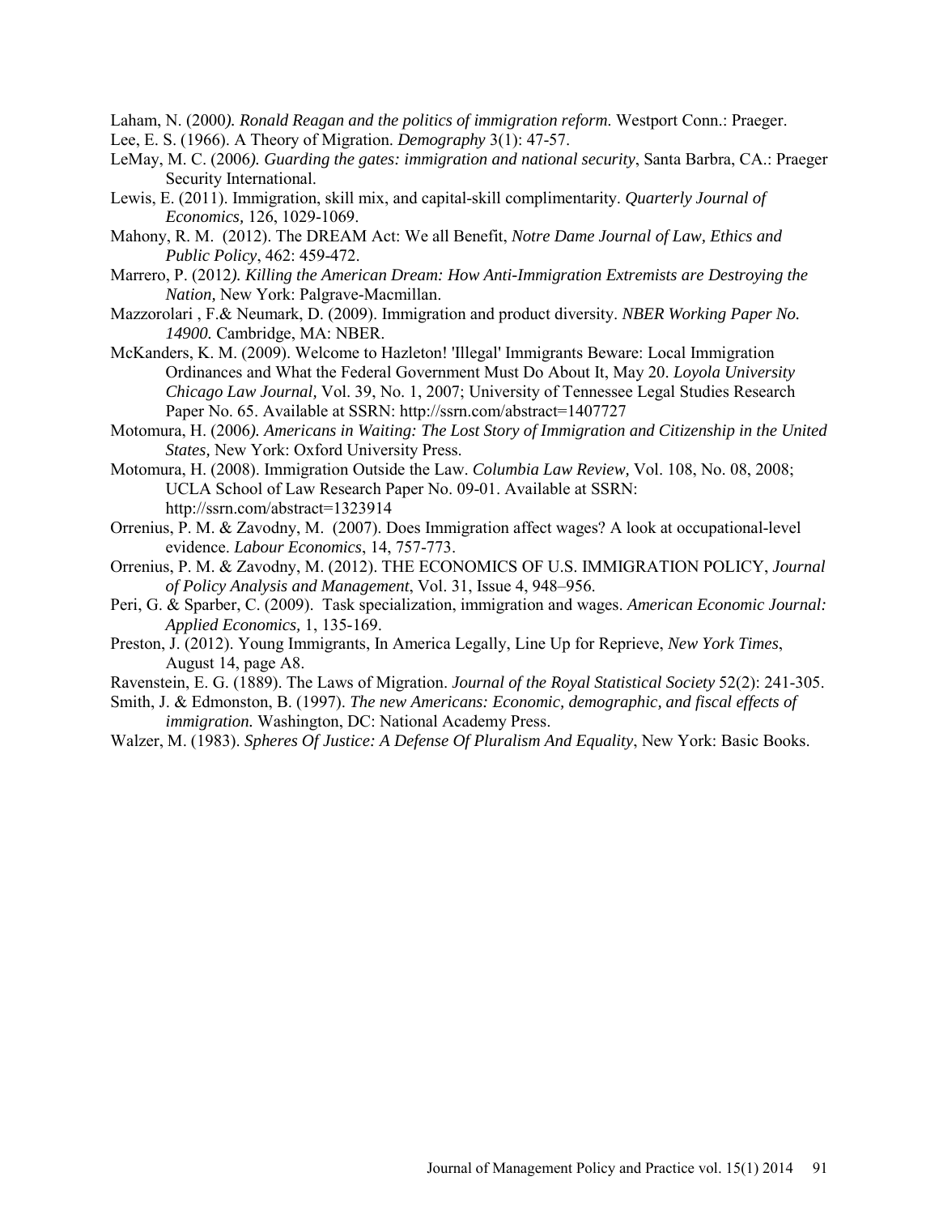Laham, N. (2000). *Ronald Reagan and the politics of immigration reform*. Westport Conn.: Praeger.

Lee, E. S. (1966). A Theory of Migration. *Demography* 3(1): 47-57.

LeMay, M. C. (2006). *Guarding the gates: immigration and national security*, Santa Barbra, CA.: Praeger Security International.

Lewis, E. (2011). Immigration, skill mix, and capital-skill complimentarity. *Quarterly Journal of Economics,* 126, 1029-1069.

Mahony, R. M. (2012). The DREAM Act: We all Benefit, *Notre Dame Journal of Law, Ethics and Public Policy*, 462: 459-472.

Marrero, P. (2012). *Killing the American Dream: How Anti-Immigration Extremists are Destroying the Nation,* New York: Palgrave-Macmillan.

Mazzorolari , F.& Neumark, D. (2009). Immigration and product diversity. *NBER Working Paper No. 14900.* Cambridge, MA: NBER.

McKanders, K. M. (2009). Welcome to Hazleton! 'Illegal' Immigrants Beware: Local Immigration Ordinances and What the Federal Government Must Do About It, May 20. *Loyola University Chicago Law Journal,* Vol. 39, No. 1, 2007; University of Tennessee Legal Studies Research Paper No. 65. Available at SSRN: http://ssrn.com/abstract=1407727

Motomura, H. (2006). *Americans in Waiting: The Lost Story of Immigration and Citizenship in the United States,* New York: Oxford University Press.

Motomura, H. (2008). Immigration Outside the Law. *Columbia Law Review,* Vol. 108, No. 08, 2008; UCLA School of Law Research Paper No. 09-01. Available at SSRN: http://ssrn.com/abstract=1323914

Orrenius, P. M. & Zavodny, M. (2007). Does Immigration affect wages? A look at occupational-level evidence. *Labour Economics*, 14, 757-773.

Orrenius, P. M. & Zavodny, M. (2012). THE ECONOMICS OF U.S. IMMIGRATION POLICY, *Journal of Policy Analysis and Management*, Vol. 31, Issue 4, 948–956.

Peri, G. & Sparber, C. (2009). Task specialization, immigration and wages. *American Economic Journal: Applied Economics,* 1, 135-169.

Preston, J. (2012). Young Immigrants, In America Legally, Line Up for Reprieve, *New York Times*, August 14, page A8.

Ravenstein, E. G. (1889). The Laws of Migration. *Journal of the Royal Statistical Society* 52(2): 241-305.

Smith, J. & Edmonston, B. (1997). *The new Americans: Economic, demographic, and fiscal effects of immigration.* Washington, DC: National Academy Press.

Walzer, M. (1983). *Spheres Of Justice: A Defense Of Pluralism And Equality*, New York: Basic Books.